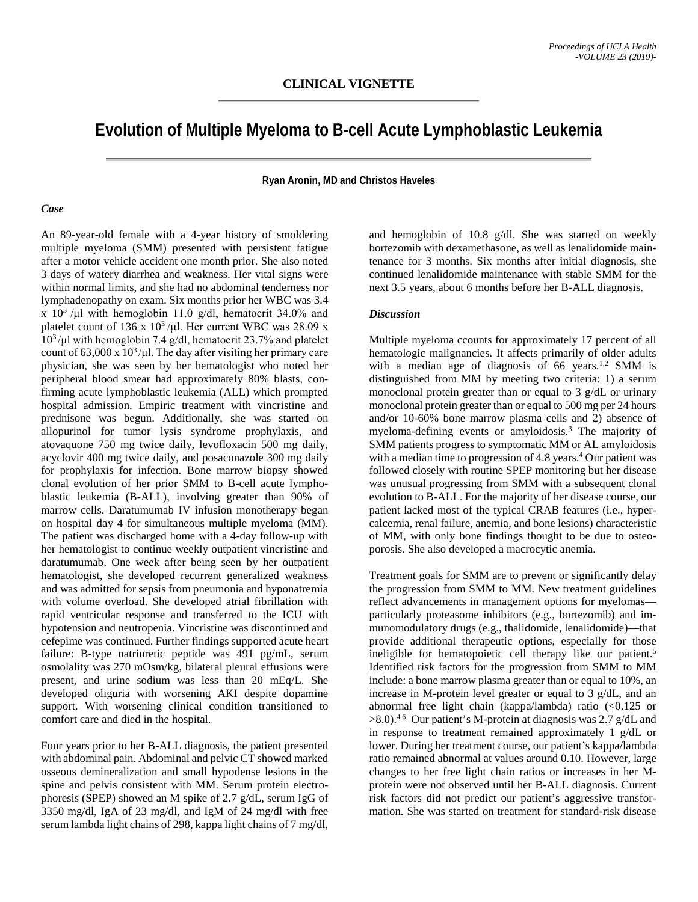## CLINICAL VIGNETTE

# Evolution of Multiple Myeloma to B-cell Acute Lymphoblastic Leukemia

**Ryan Aronin, MD and Christos Haveles**

### *Case*

An 89-year-old female with a 4-year history of smoldering multiple myeloma (SMM) presented with persistent fatigue after a motor vehicle accident one month prior. She also noted 3 days of watery diarrhea and weakness. Her vital signs were within normal limits, and she had no abdominal tenderness nor lymphadenopathy on exam. Six months prior her WBC was 3.4 x $10^3$ /µl with hemoglobin 11.0 g/dl, hematocrit 34.0% and platelet count of 136 x $10^3$ /µl. Her current WBC was 28.09 x $10^3$ /µl with hemoglobin 7.4 g/dl, hematocrit 23.7% and platelet count of 63,000 x $10^3$ /µl. The day after visiting her primary care physician, she was seen by her hematologist who noted her peripheral blood smear had approximately 80% blasts, confirming acute lymphoblastic leukemia (ALL) which prompted hospital admission. Empiric treatment with vincristine and prednisone was begun. Additionally, she was started on allopurinol for tumor lysis syndrome prophylaxis, and atovaquone 750 mg twice daily, levofloxacin 500 mg daily, acyclovir 400 mg twice daily, and posaconazole 300 mg daily for prophylaxis for infection. Bone marrow biopsy showed clonal evolution of her prior SMM to B-cell acute lymphoblastic leukemia (B-ALL), involving greater than 90% of marrow cells. Daratumumab IV infusion monotherapy began on hospital day 4 for simultaneous multiple myeloma (MM). The patient was discharged home with a 4-day follow-up with her hematologist to continue weekly outpatient vincristine and daratumumab. One week after being seen by her outpatient hematologist, she developed recurrent generalized weakness and was admitted for sepsis from pneumonia and hyponatremia with volume overload. She developed atrial fibrillation with rapid ventricular response and transferred to the ICU with hypotension and neutropenia. Vincristine was discontinued and cefepime was continued. Further findings supported acute heart failure: B-type natriuretic peptide was 491 pg/mL, serum osmolality was 270 mOsm/kg, bilateral pleural effusions were present, and urine sodium was less than 20 mEq/L. She developed oliguria with worsening AKI despite dopamine support. With worsening clinical condition transitioned to comfort care and died in the hospital.

Four years prior to her B-ALL diagnosis, the patient presented with abdominal pain. Abdominal and pelvic CT showed marked osseous demineralization and small hypodense lesions in the spine and pelvis consistent with MM. Serum protein electrophoresis (SPEP) showed an M spike of 2.7 g/dL, serum IgG of 3350 mg/dl, IgA of 23 mg/dl, and IgM of 24 mg/dl with free serum lambda light chains of 298, kappa light chains of 7 mg/dl, and hemoglobin of 10.8 g/dl. She was started on weekly bortezomib with dexamethasone, as well as lenalidomide maintenance for 3 months. Six months after initial diagnosis, she continued lenalidomide maintenance with stable SMM for the next 3.5 years, about 6 months before her B-ALL diagnosis.

### *Discussion*

Multiple myeloma ccounts for approximately 17 percent of all hematologic malignancies. It affects primarily of older adults with a median age of diagnosis of 66 years.[1,2] SMM is distinguished from MM by meeting two criteria: 1) a serum monoclonal protein greater than or equal to 3 g/dL or urinary monoclonal protein greater than or equal to 500 mg per 24 hours and/or 10-60% bone marrow plasma cells and 2) absence of myeloma-defining events or amyloidosis.[3] The majority of SMM patients progress to symptomatic MM or AL amyloidosis with a median time to progression of 4.8 years.[4] Our patient was followed closely with routine SPEP monitoring but her disease was unusual progressing from SMM with a subsequent clonal evolution to B-ALL. For the majority of her disease course, our patient lacked most of the typical CRAB features (i.e., hypercalcemia, renal failure, anemia, and bone lesions) characteristic of MM, with only bone findings thought to be due to osteoporosis. She also developed a macrocytic anemia.

Treatment goals for SMM are to prevent or significantly delay the progression from SMM to MM. New treatment guidelines reflect advancements in management options for myelomas—particularly proteasome inhibitors (e.g., bortezomib) and immunomodulatory drugs (e.g., thalidomide, lenalidomide)—that provide additional therapeutic options, especially for those ineligible for hematopoietic cell therapy like our patient.[5] Identified risk factors for the progression from SMM to MM include: a bone marrow plasma greater than or equal to 10%, an increase in M-protein level greater or equal to 3 g/dL, and an abnormal free light chain (kappa/lambda) ratio (<0.125 or >8.0).[4,6] Our patient's M-protein at diagnosis was 2.7 g/dL and in response to treatment remained approximately 1 g/dL or lower. During her treatment course, our patient's kappa/lambda ratio remained abnormal at values around 0.10. However, large changes to her free light chain ratios or increases in her M-protein were not observed until her B-ALL diagnosis. Current risk factors did not predict our patient's aggressive transformation. She was started on treatment for standard-risk disease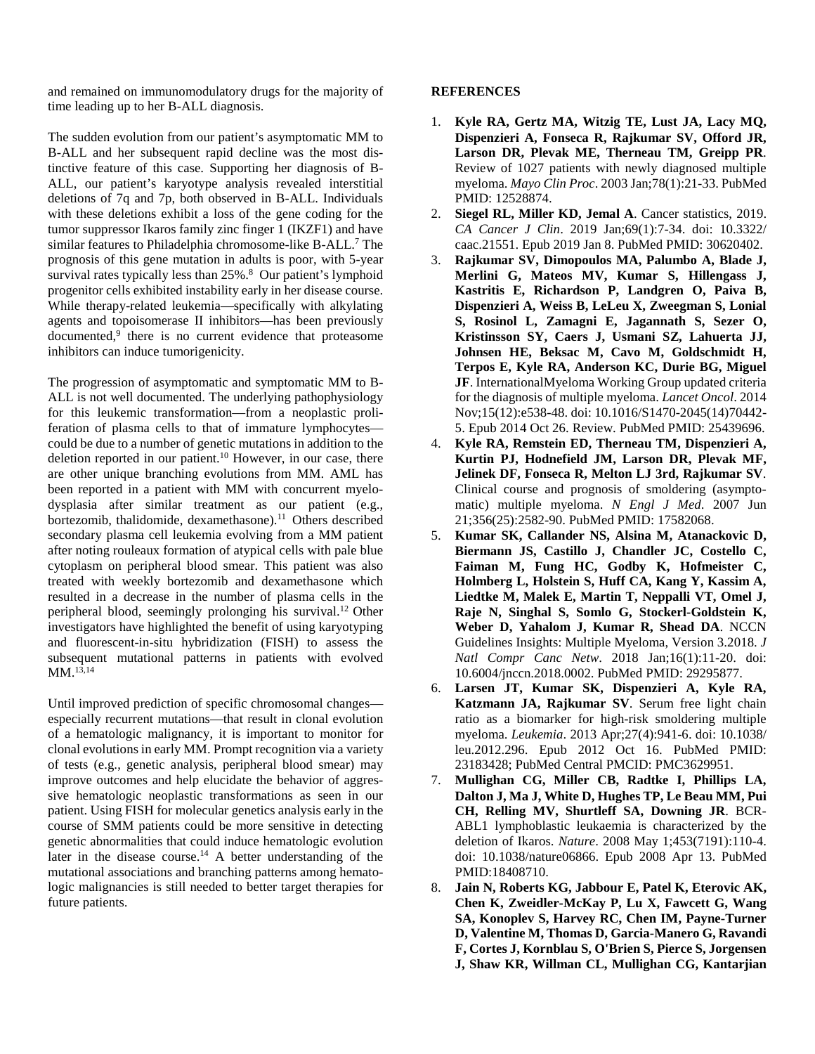and remained on immunomodulatory drugs for the majority of time leading up to her B-ALL diagnosis.

The sudden evolution from our patient's asymptomatic MM to B-ALL and her subsequent rapid decline was the most distinctive feature of this case. Supporting her diagnosis of B-ALL, our patient's karyotype analysis revealed interstitial deletions of 7q and 7p, both observed in B-ALL. Individuals with these deletions exhibit a loss of the gene coding for the tumor suppressor Ikaros family zinc finger 1 (IKZF1) and have similar features to Philadelphia chromosome-like B-ALL.[7] The prognosis of this gene mutation in adults is poor, with 5-year survival rates typically less than 25%.[8] Our patient's lymphoid progenitor cells exhibited instability early in her disease course. While therapy-related leukemia—specifically with alkylating agents and topoisomerase II inhibitors—has been previously documented,[9] there is no current evidence that proteasome inhibitors can induce tumorigenicity.

The progression of asymptomatic and symptomatic MM to B-ALL is not well documented. The underlying pathophysiology for this leukemic transformation—from a neoplastic proliferation of plasma cells to that of immature lymphocytes—could be due to a number of genetic mutations in addition to the deletion reported in our patient.[10] However, in our case, there are other unique branching evolutions from MM. AML has been reported in a patient with MM with concurrent myelodysplasia after similar treatment as our patient (e.g., bortezomib, thalidomide, dexamethasone).[11] Others described secondary plasma cell leukemia evolving from a MM patient after noting rouleaux formation of atypical cells with pale blue cytoplasm on peripheral blood smear. This patient was also treated with weekly bortezomib and dexamethasone which resulted in a decrease in the number of plasma cells in the peripheral blood, seemingly prolonging his survival.[12] Other investigators have highlighted the benefit of using karyotyping and fluorescent-in-situ hybridization (FISH) to assess the subsequent mutational patterns in patients with evolved MM.[13,14]

Until improved prediction of specific chromosomal changes—especially recurrent mutations—that result in clonal evolution of a hematologic malignancy, it is important to monitor for clonal evolutions in early MM. Prompt recognition via a variety of tests (e.g., genetic analysis, peripheral blood smear) may improve outcomes and help elucidate the behavior of aggressive hematologic neoplastic transformations as seen in our patient. Using FISH for molecular genetics analysis early in the course of SMM patients could be more sensitive in detecting genetic abnormalities that could induce hematologic evolution later in the disease course.[14] A better understanding of the mutational associations and branching patterns among hematologic malignancies is still needed to better target therapies for future patients.

## REFERENCES

1. **Kyle RA, Gertz MA, Witzig TE, Lust JA, Lacy MQ, Dispenzieri A, Fonseca R, Rajkumar SV, Offord JR, Larson DR, Plevak ME, Therneau TM, Greipp PR**. Review of 1027 patients with newly diagnosed multiple myeloma. *Mayo Clin Proc*. 2003 Jan;78(1):21-33. PubMed PMID: 12528874.
2. **Siegel RL, Miller KD, Jemal A**. Cancer statistics, 2019. *CA Cancer J Clin*. 2019 Jan;69(1):7-34. doi: 10.3322/caac.21551. Epub 2019 Jan 8. PubMed PMID: 30620402.
3. **Rajkumar SV, Dimopoulos MA, Palumbo A, Blade J, Merlini G, Mateos MV, Kumar S, Hillengass J, Kastritis E, Richardson P, Landgren O, Paiva B, Dispenzieri A, Weiss B, LeLeu X, Zweegman S, Lonial S, Rosinol L, Zamagni E, Jagannath S, Sezer O, Kristinsson SY, Caers J, Usmani SZ, Lahuerta JJ, Johnsen HE, Beksac M, Cavo M, Goldschmidt H, Terpos E, Kyle RA, Anderson KC, Durie BG, Miguel JF**. InternationalMyeloma Working Group updated criteria for the diagnosis of multiple myeloma. *Lancet Oncol*. 2014 Nov;15(12):e538-48. doi: 10.1016/S1470-2045(14)70442-5. Epub 2014 Oct 26. Review. PubMed PMID: 25439696.
4. **Kyle RA, Remstein ED, Therneau TM, Dispenzieri A, Kurtin PJ, Hodnefield JM, Larson DR, Plevak MF, Jelinek DF, Fonseca R, Melton LJ 3rd, Rajkumar SV**. Clinical course and prognosis of smoldering (asymptomatic) multiple myeloma. *N Engl J Med*. 2007 Jun 21;356(25):2582-90. PubMed PMID: 17582068.
5. **Kumar SK, Callander NS, Alsina M, Atanackovic D, Biermann JS, Castillo J, Chandler JC, Costello C, Faiman M, Fung HC, Godby K, Hofmeister C, Holmberg L, Holstein S, Huff CA, Kang Y, Kassim A, Liedtke M, Malek E, Martin T, Neppalli VT, Omel J, Raje N, Singhal S, Somlo G, Stockerl-Goldstein K, Weber D, Yahalom J, Kumar R, Shead DA**. NCCN Guidelines Insights: Multiple Myeloma, Version 3.2018. *J Natl Compr Canc Netw*. 2018 Jan;16(1):11-20. doi: 10.6004/jnccn.2018.0002. PubMed PMID: 29295877.
6. **Larsen JT, Kumar SK, Dispenzieri A, Kyle RA, Katzmann JA, Rajkumar SV**. Serum free light chain ratio as a biomarker for high-risk smoldering multiple myeloma. *Leukemia*. 2013 Apr;27(4):941-6. doi: 10.1038/leu.2012.296. Epub 2012 Oct 16. PubMed PMID: 23183428; PubMed Central PMCID: PMC3629951.
7. **Mullighan CG, Miller CB, Radtke I, Phillips LA, Dalton J, Ma J, White D, Hughes TP, Le Beau MM, Pui CH, Relling MV, Shurtleff SA, Downing JR**. BCR-ABL1 lymphoblastic leukaemia is characterized by the deletion of Ikaros. *Nature*. 2008 May 1;453(7191):110-4. doi: 10.1038/nature06866. Epub 2008 Apr 13. PubMed PMID:18408710.
8. **Jain N, Roberts KG, Jabbour E, Patel K, Eterovic AK, Chen K, Zweidler-McKay P, Lu X, Fawcett G, Wang SA, Konoplev S, Harvey RC, Chen IM, Payne-Turner D, Valentine M, Thomas D, Garcia-Manero G, Ravandi F, Cortes J, Kornblau S, O'Brien S, Pierce S, Jorgensen J, Shaw KR, Willman CL, Mullighan CG, Kantarjian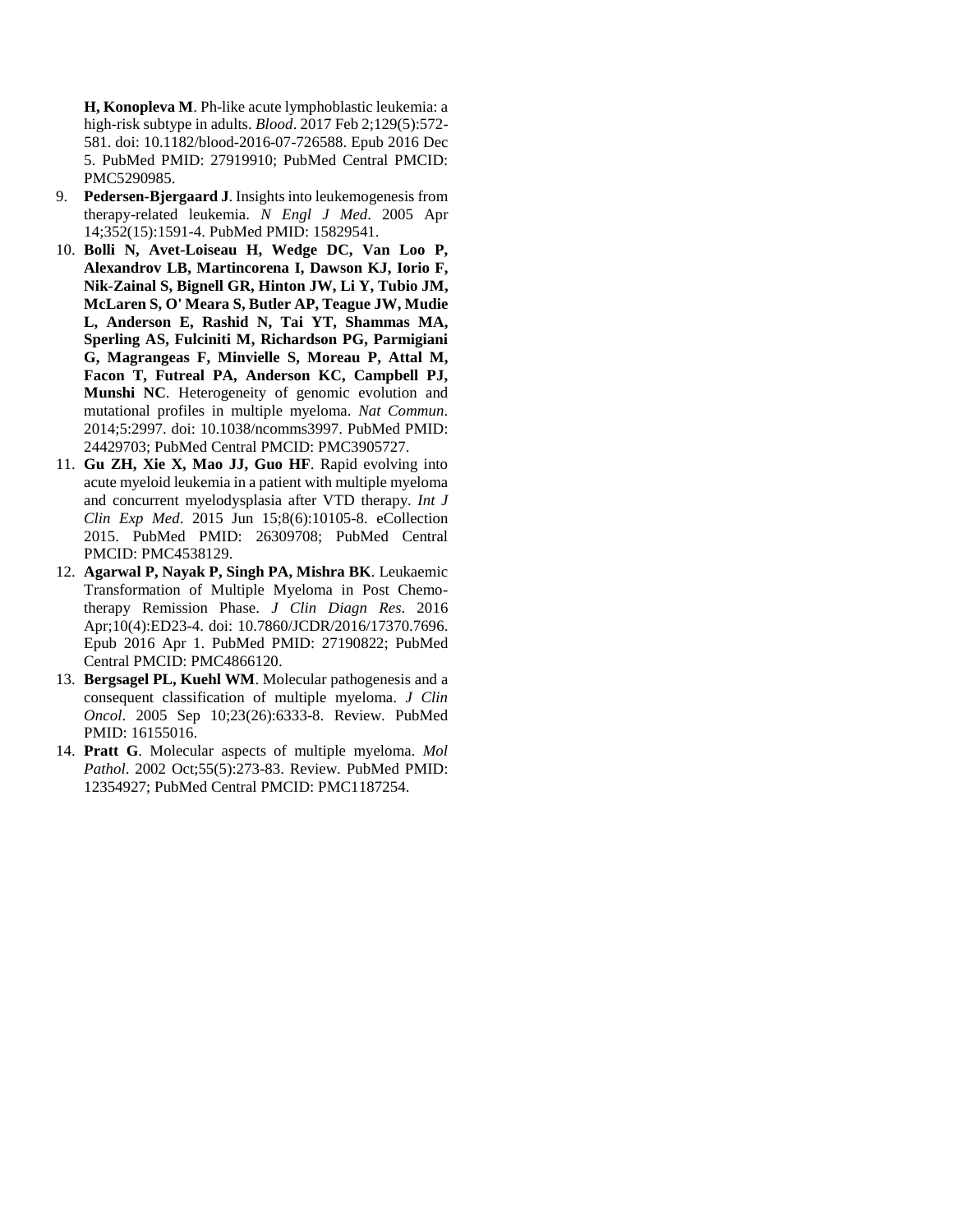**H, Konopleva M**. Ph-like acute lymphoblastic leukemia: a high-risk subtype in adults. *Blood*. 2017 Feb 2;129(5):572-581. doi: 10.1182/blood-2016-07-726588. Epub 2016 Dec 5. PubMed PMID: 27919910; PubMed Central PMCID: PMC5290985.

9. **Pedersen-Bjergaard J**. Insights into leukemogenesis from therapy-related leukemia. *N Engl J Med*. 2005 Apr 14;352(15):1591-4. PubMed PMID: 15829541.
10. **Bolli N, Avet-Loiseau H, Wedge DC, Van Loo P, Alexandrov LB, Martincorena I, Dawson KJ, Iorio F, Nik-Zainal S, Bignell GR, Hinton JW, Li Y, Tubio JM, McLaren S, O' Meara S, Butler AP, Teague JW, Mudie L, Anderson E, Rashid N, Tai YT, Shammas MA, Sperling AS, Fulciniti M, Richardson PG, Parmigiani G, Magrangeas F, Minvielle S, Moreau P, Attal M, Facon T, Futreal PA, Anderson KC, Campbell PJ, Munshi NC**. Heterogeneity of genomic evolution and mutational profiles in multiple myeloma. *Nat Commun*. 2014;5:2997. doi: 10.1038/ncomms3997. PubMed PMID: 24429703; PubMed Central PMCID: PMC3905727.
11. **Gu ZH, Xie X, Mao JJ, Guo HF**. Rapid evolving into acute myeloid leukemia in a patient with multiple myeloma and concurrent myelodysplasia after VTD therapy. *Int J Clin Exp Med*. 2015 Jun 15;8(6):10105-8. eCollection 2015. PubMed PMID: 26309708; PubMed Central PMCID: PMC4538129.
12. **Agarwal P, Nayak P, Singh PA, Mishra BK**. Leukaemic Transformation of Multiple Myeloma in Post Chemo-therapy Remission Phase. *J Clin Diagn Res*. 2016 Apr;10(4):ED23-4. doi: 10.7860/JCDR/2016/17370.7696. Epub 2016 Apr 1. PubMed PMID: 27190822; PubMed Central PMCID: PMC4866120.
13. **Bergsagel PL, Kuehl WM**. Molecular pathogenesis and a consequent classification of multiple myeloma. *J Clin Oncol*. 2005 Sep 10;23(26):6333-8. Review. PubMed PMID: 16155016.
14. **Pratt G**. Molecular aspects of multiple myeloma. *Mol Pathol*. 2002 Oct;55(5):273-83. Review. PubMed PMID: 12354927; PubMed Central PMCID: PMC1187254.